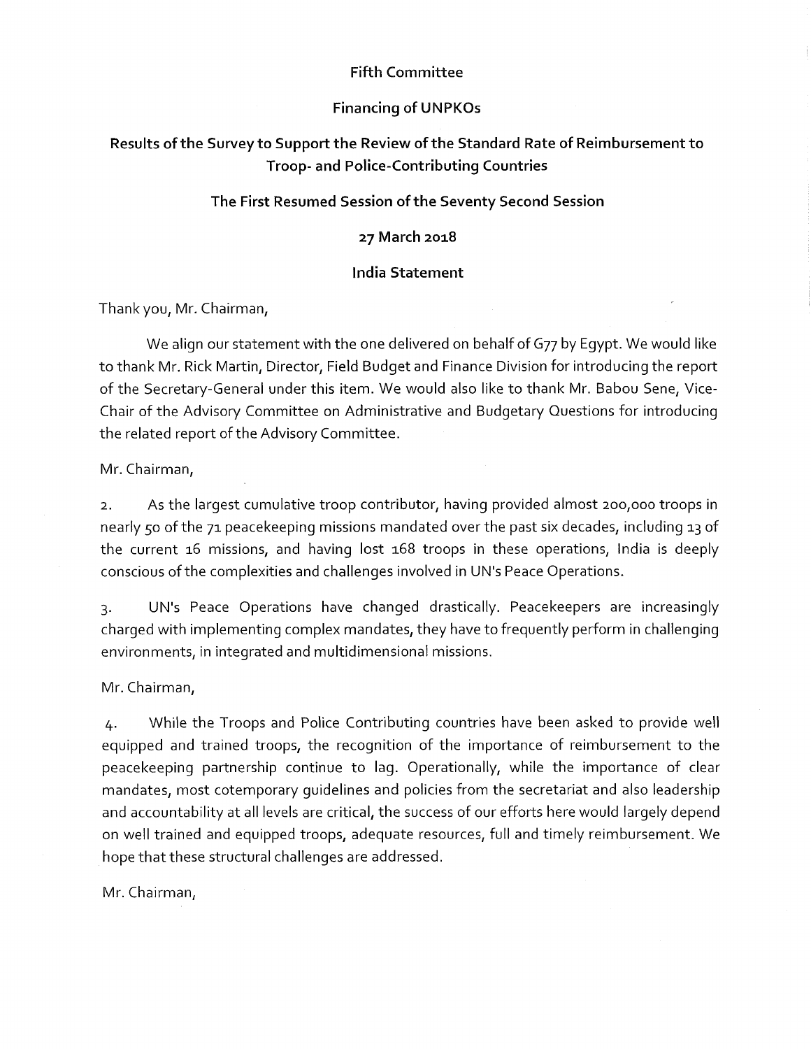**Fifth Committee**

**Financing of UNPKOs**

**Results of the Survey to Support the Review of the Standard Rate of Reimbursement to Troop- and Police-Contributing Countries**

**The First Resumed Session of the Seventy Second Session**

**27 March 2018**

**India Statement**

Thank you, Mr. Chairman,

We align our statement with the one delivered on behalf of G77 by Egypt. We would like to thank Mr. Rick Martin, Director, Field Budget and Finance Division for introducing the report of the Secretary-General under this item. We would also like to thank Mr. Babou Sene, Vice-Chair of the Advisory Committee on Administrative and Budgetary Questions for introducing the related report of the Advisory Committee.

Mr. Chairman,

2. As the largest cumulative troop contributor, having provided almost 200,000 troops in nearly 50 of the 71 peacekeeping missions mandated over the past six decades, including 13 of the current 16 missions, and having lost 168 troops in these operations, India is deeply conscious of the complexities and challenges involved in UN's Peace Operations.

3. UN's Peace Operations have changed drastically. Peacekeepers are increasingly charged with implementing complex mandates, they have to frequently perform in challenging environments, in integrated and multidimensional missions.

Mr. Chairman,

4. While the Troops and Police Contributing countries have been asked to provide well equipped and trained troops, the recognition of the importance of reimbursement to the peacekeeping partnership continue to lag. Operationally, while the importance of clear mandates, most cotemporary guidelines and policies from the secretariat and also leadership and accountability at all levels are critical, the success of our efforts here would largely depend on well trained and equipped troops, adequate resources, full and timely reimbursement. We hope that these structural challenges are addressed.

Mr. Chairman,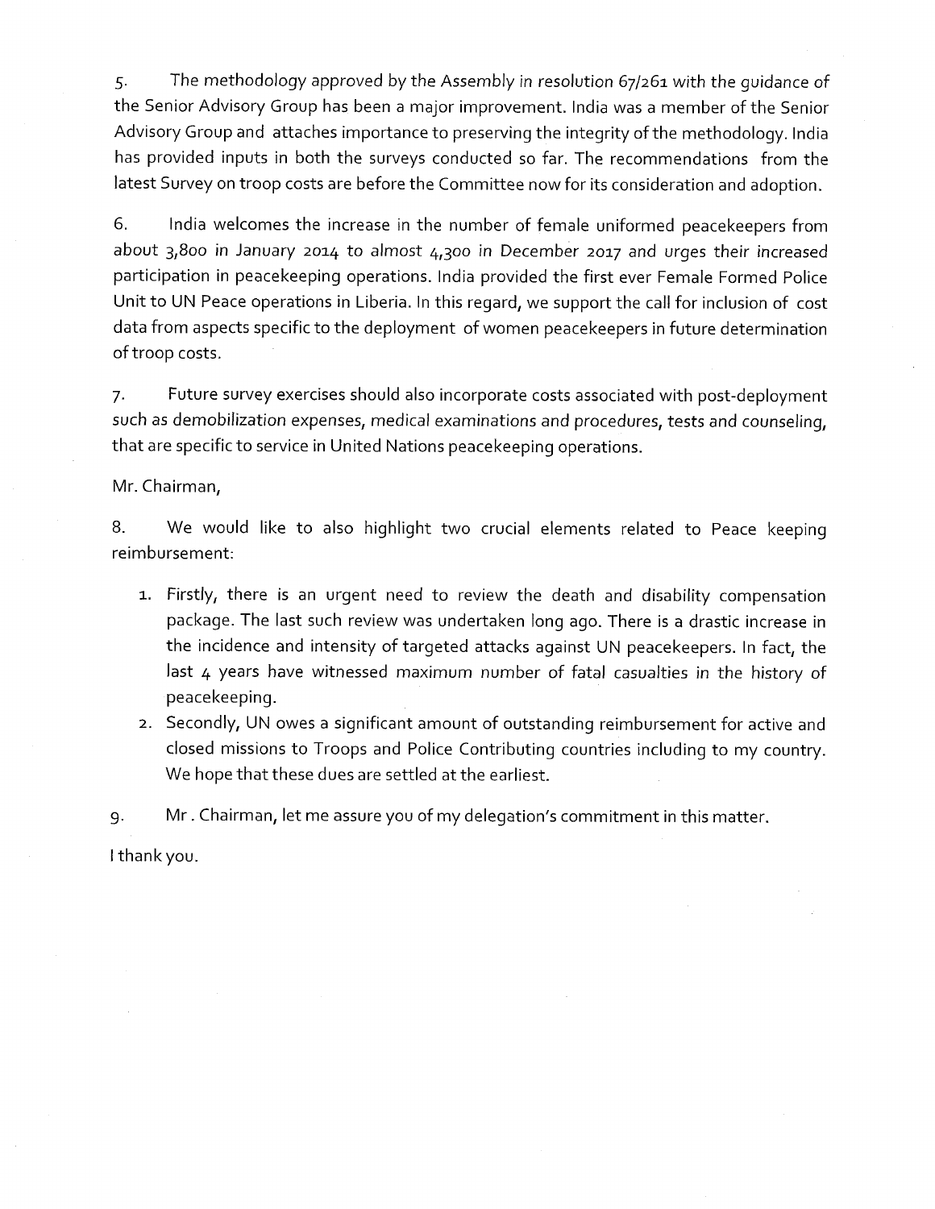5. The methodology approved by the Assembly in resolution 67/261 with the guidance of the Senior Advisory Group has been a major improvement. India was a member of the Senior Advisory Group and attaches importance to preserving the integrity of the methodology. India has provided inputs in both the surveys conducted so far. The recommendations from the latest Survey on troop costs are before the Committee now for its consideration and adoption.

6. India welcomes the increase in the number of female uniformed peacekeepers from about 3,800 in January 2014 to almost 4,300 in December 2017 and urges their increased participation in peacekeeping operations. India provided the first ever Female Formed Police Unit to UN Peace operations in Liberia. In this regard, we support the call for inclusion of cost data from aspects specific to the deployment of women peacekeepers in future determination of troop costs.

7. Future survey exercises should also incorporate costs associated with post-deployment such as demobilization expenses, medical examinations and procedures, tests and counseling, that are specific to service in United Nations peacekeeping operations.

Mr. Chairman,

8. We would like to also highlight two crucial elements related to Peace keeping reimbursement:

1. Firstly, there is an urgent need to review the death and disability compensation package. The last such review was undertaken long ago. There is a drastic increase in the incidence and intensity of targeted attacks against UN peacekeepers. In fact, the last 4 years have witnessed maximum number of fatal casualties in the history of peacekeeping.
2. Secondly, UN owes a significant amount of outstanding reimbursement for active and closed missions to Troops and Police Contributing countries including to my country. We hope that these dues are settled at the earliest.

9. Mr . Chairman, let me assure you of my delegation's commitment in this matter.

I thank you.